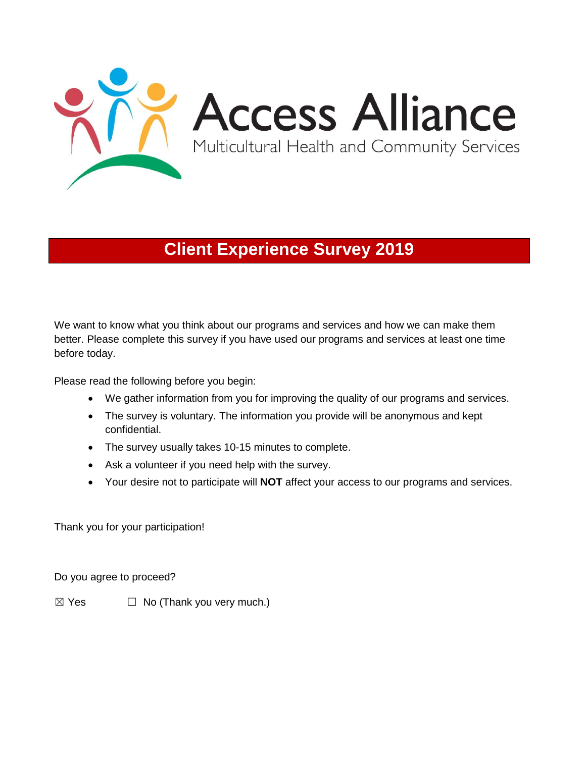# Access Alliance

Multicultural Health and Community Services

## Client Experience Survey 2019

We want to know what you think about our programs and services and how we can make them better. Please complete this survey if you have used our programs and services at least one time before today.

Please read the following before you begin:

- We gather information from you for improving the quality of our programs and services.
- The survey is voluntary. The information you provide will be anonymous and kept confidential.
- The survey usually takes 10-15 minutes to complete.
- Ask a volunteer if you need help with the survey.
- Your desire not to participate will **NOT** affect your access to our programs and services.

Thank you for your participation!

Do you agree to proceed?

☒ Yes ☐ No (Thank you very much.)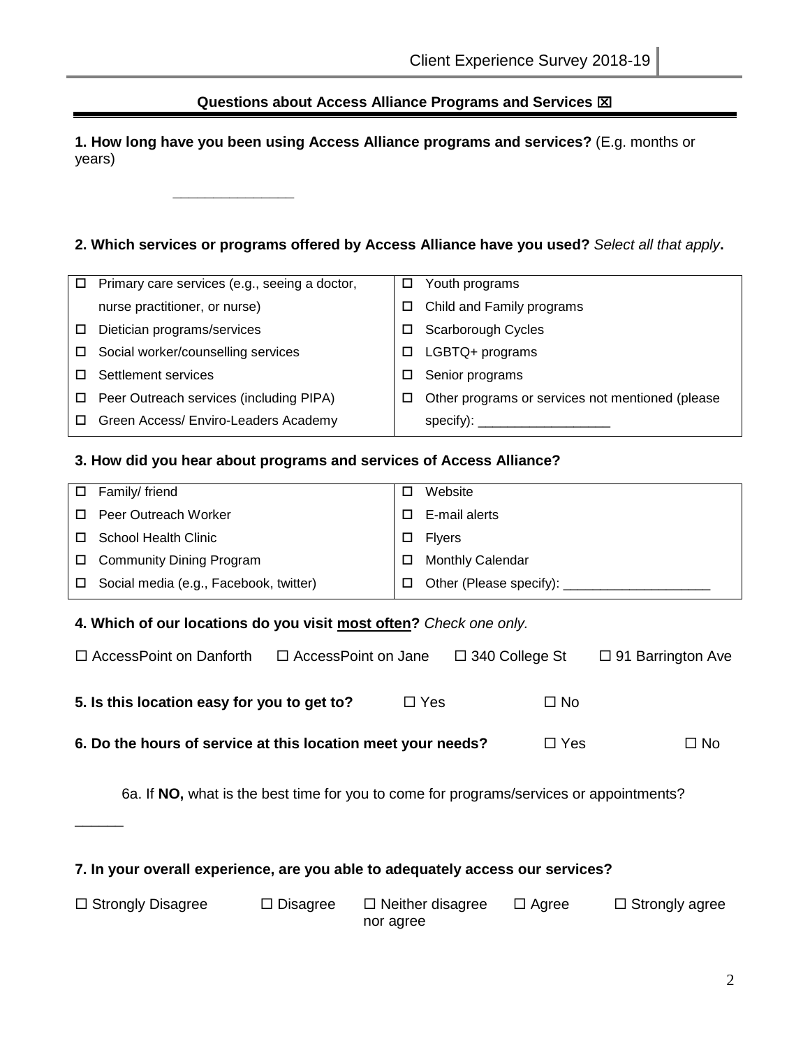## Questions about Access Alliance Programs and Services ☒

**1. How long have you been using Access Alliance programs and services?** (E.g. months or years)

_______________

**2. Which services or programs offered by Access Alliance have you used?** *Select all that apply***.**

| | |
|---|---|
| ☐ Primary care services (e.g., seeing a doctor, nurse practitioner, or nurse) | ☐ Youth programs |
| | ☐ Child and Family programs |
| ☐ Dietician programs/services | ☐ Scarborough Cycles |
| ☐ Social worker/counselling services | ☐ LGBTQ+ programs |
| ☐ Settlement services | ☐ Senior programs |
| ☐ Peer Outreach services (including PIPA) | ☐ Other programs or services not mentioned (please specify): __________________ |
| ☐ Green Access/ Enviro-Leaders Academy | |

**3. How did you hear about programs and services of Access Alliance?**

| | |
|---|---|
| ☐ Family/ friend | ☐ Website |
| ☐ Peer Outreach Worker | ☐ E-mail alerts |
| ☐ School Health Clinic | ☐ Flyers |
| ☐ Community Dining Program | ☐ Monthly Calendar |
| ☐ Social media (e.g., Facebook, twitter) | ☐ Other (Please specify): ____________________ |

**4. Which of our locations do you visit most often?** *Check one only.*

☐ AccessPoint on Danforth ☐ AccessPoint on Jane ☐ 340 College St ☐ 91 Barrington Ave

**5. Is this location easy for you to get to?** ☐ Yes ☐ No

**6. Do the hours of service at this location meet your needs?** ☐ Yes ☐ No

6a. If **NO,** what is the best time for you to come for programs/services or appointments?

______

**7. In your overall experience, are you able to adequately access our services?**

☐ Strongly Disagree ☐ Disagree ☐ Neither disagree nor agree ☐ Agree ☐ Strongly agree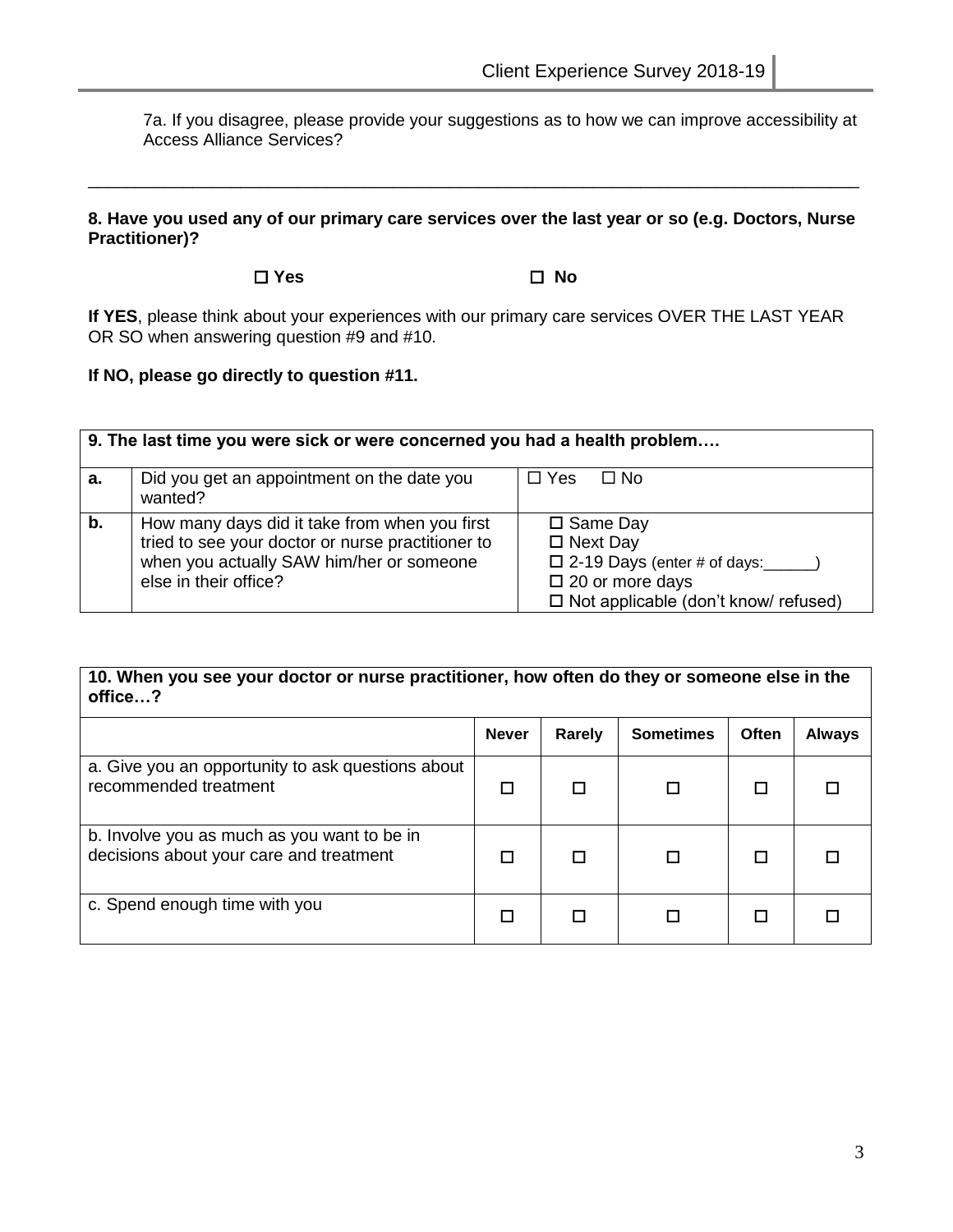7a. If you disagree, please provide your suggestions as to how we can improve accessibility at Access Alliance Services?

______________________________________________________________________________

**8. Have you used any of our primary care services over the last year or so (e.g. Doctors, Nurse Practitioner)?**

☐ **Yes** ☐ **No**

**If YES**, please think about your experiences with our primary care services OVER THE LAST YEAR OR SO when answering question #9 and #10.

**If NO, please go directly to question #11.**

| **9. The last time you were sick or were concerned you had a health problem….** | | |
|---|---|---|
| **a.** | Did you get an appointment on the date you wanted? | ☐ Yes ☐ No |
| **b.** | How many days did it take from when you first tried to see your doctor or nurse practitioner to when you actually SAW him/her or someone else in their office? | ☐ Same Day<br>☐ Next Day<br>☐ 2-19 Days (enter # of days:______)<br>☐ 20 or more days<br>☐ Not applicable (don't know/ refused) |

| **10. When you see your doctor or nurse practitioner, how often do they or someone else in the office…?** | | | | | |
|---|---|---|---|---|---|
| | **Never** | **Rarely** | **Sometimes** | **Often** | **Always** |
| a. Give you an opportunity to ask questions about recommended treatment | ☐ | ☐ | ☐ | ☐ | ☐ |
| b. Involve you as much as you want to be in decisions about your care and treatment | ☐ | ☐ | ☐ | ☐ | ☐ |
| c. Spend enough time with you | ☐ | ☐ | ☐ | ☐ | ☐ |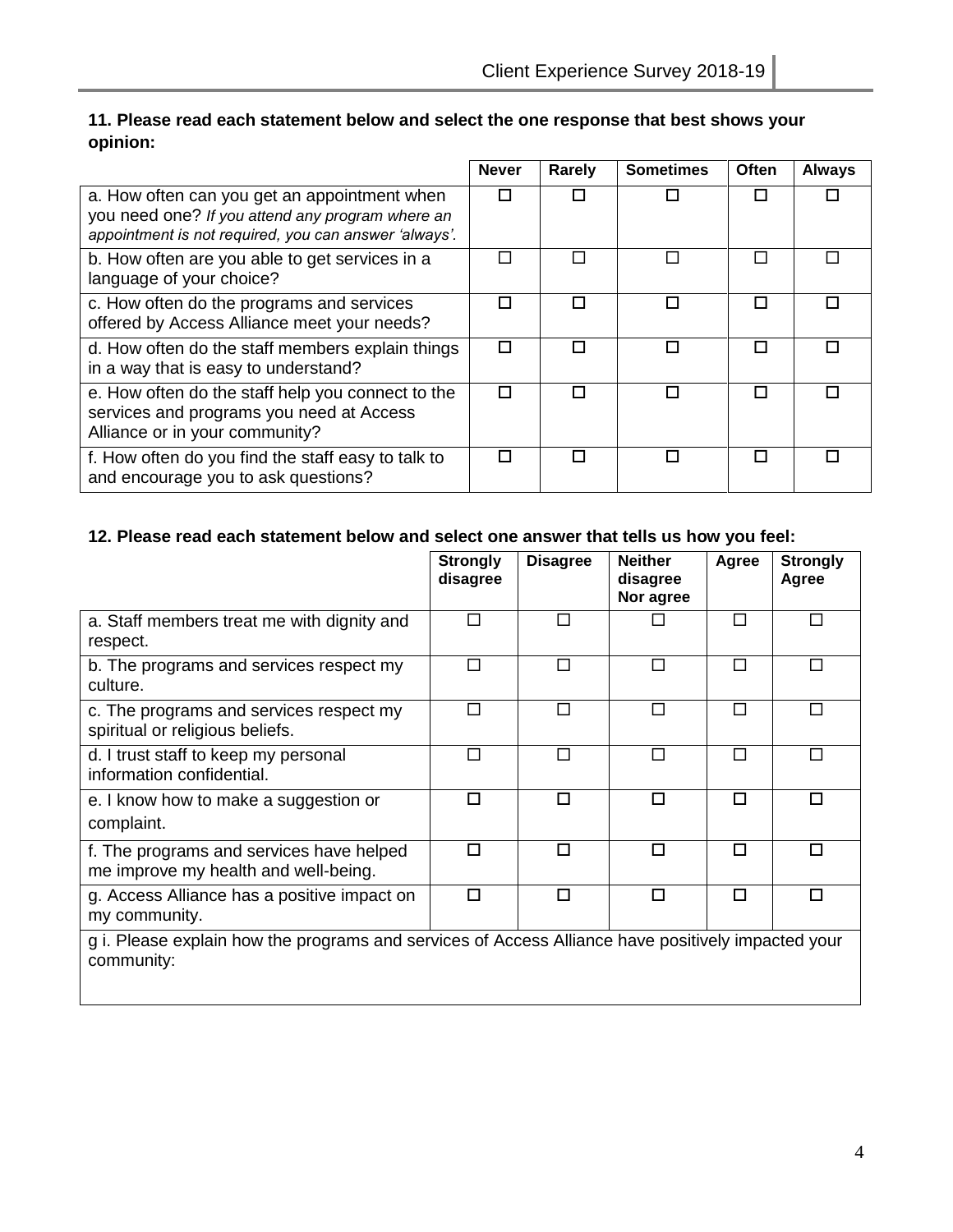**11. Please read each statement below and select the one response that best shows your opinion:**

| | Never | Rarely | Sometimes | Often | Always |
|---|---|---|---|---|---|
| a. How often can you get an appointment when you need one? *If you attend any program where an appointment is not required, you can answer 'always'.* | ☐ | ☐ | ☐ | ☐ | ☐ |
| b. How often are you able to get services in a language of your choice? | ☐ | ☐ | ☐ | ☐ | ☐ |
| c. How often do the programs and services offered by Access Alliance meet your needs? | ☐ | ☐ | ☐ | ☐ | ☐ |
| d. How often do the staff members explain things in a way that is easy to understand? | ☐ | ☐ | ☐ | ☐ | ☐ |
| e. How often do the staff help you connect to the services and programs you need at Access Alliance or in your community? | ☐ | ☐ | ☐ | ☐ | ☐ |
| f. How often do you find the staff easy to talk to and encourage you to ask questions? | ☐ | ☐ | ☐ | ☐ | ☐ |

**12. Please read each statement below and select one answer that tells us how you feel:**

| | Strongly disagree | Disagree | Neither disagree Nor agree | Agree | Strongly Agree |
|---|---|---|---|---|---|
| a. Staff members treat me with dignity and respect. | ☐ | ☐ | ☐ | ☐ | ☐ |
| b. The programs and services respect my culture. | ☐ | ☐ | ☐ | ☐ | ☐ |
| c. The programs and services respect my spiritual or religious beliefs. | ☐ | ☐ | ☐ | ☐ | ☐ |
| d. I trust staff to keep my personal information confidential. | ☐ | ☐ | ☐ | ☐ | ☐ |
| e. I know how to make a suggestion or complaint. | ☐ | ☐ | ☐ | ☐ | ☐ |
| f. The programs and services have helped me improve my health and well-being. | ☐ | ☐ | ☐ | ☐ | ☐ |
| g. Access Alliance has a positive impact on my community. | ☐ | ☐ | ☐ | ☐ | ☐ |
| g i. Please explain how the programs and services of Access Alliance have positively impacted your community: | | | | | |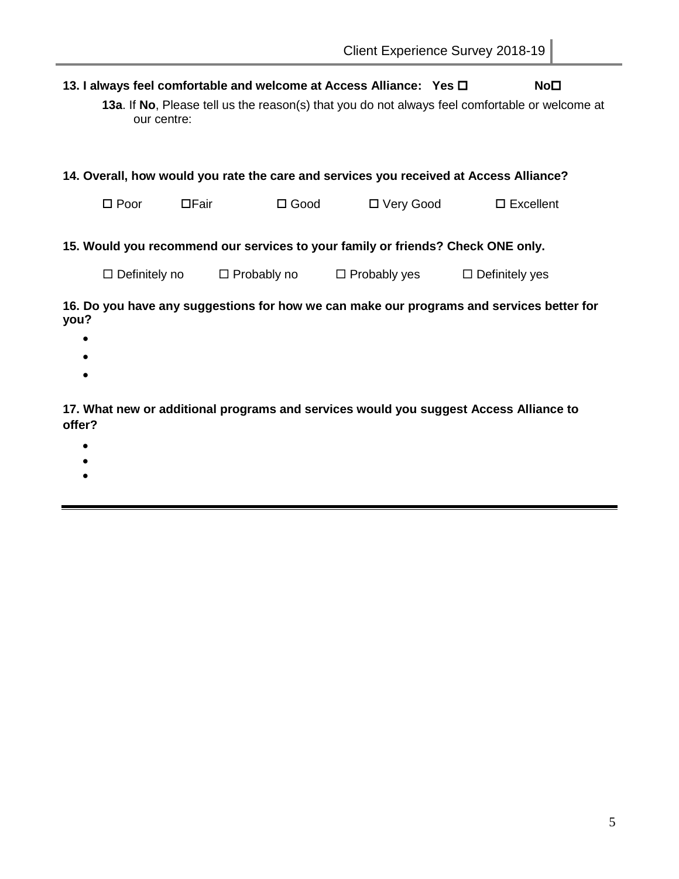**13. I always feel comfortable and welcome at Access Alliance: Yes ☐ No☐**

**13a**. If **No**, Please tell us the reason(s) that you do not always feel comfortable or welcome at our centre:

**14. Overall, how would you rate the care and services you received at Access Alliance?**

☐ Poor ☐Fair ☐ Good ☐ Very Good ☐ Excellent

**15. Would you recommend our services to your family or friends? Check ONE only.**

☐ Definitely no ☐ Probably no ☐ Probably yes ☐ Definitely yes

**16. Do you have any suggestions for how we can make our programs and services better for you?**

- 
- 
- 

**17. What new or additional programs and services would you suggest Access Alliance to offer?**

- 
- 
-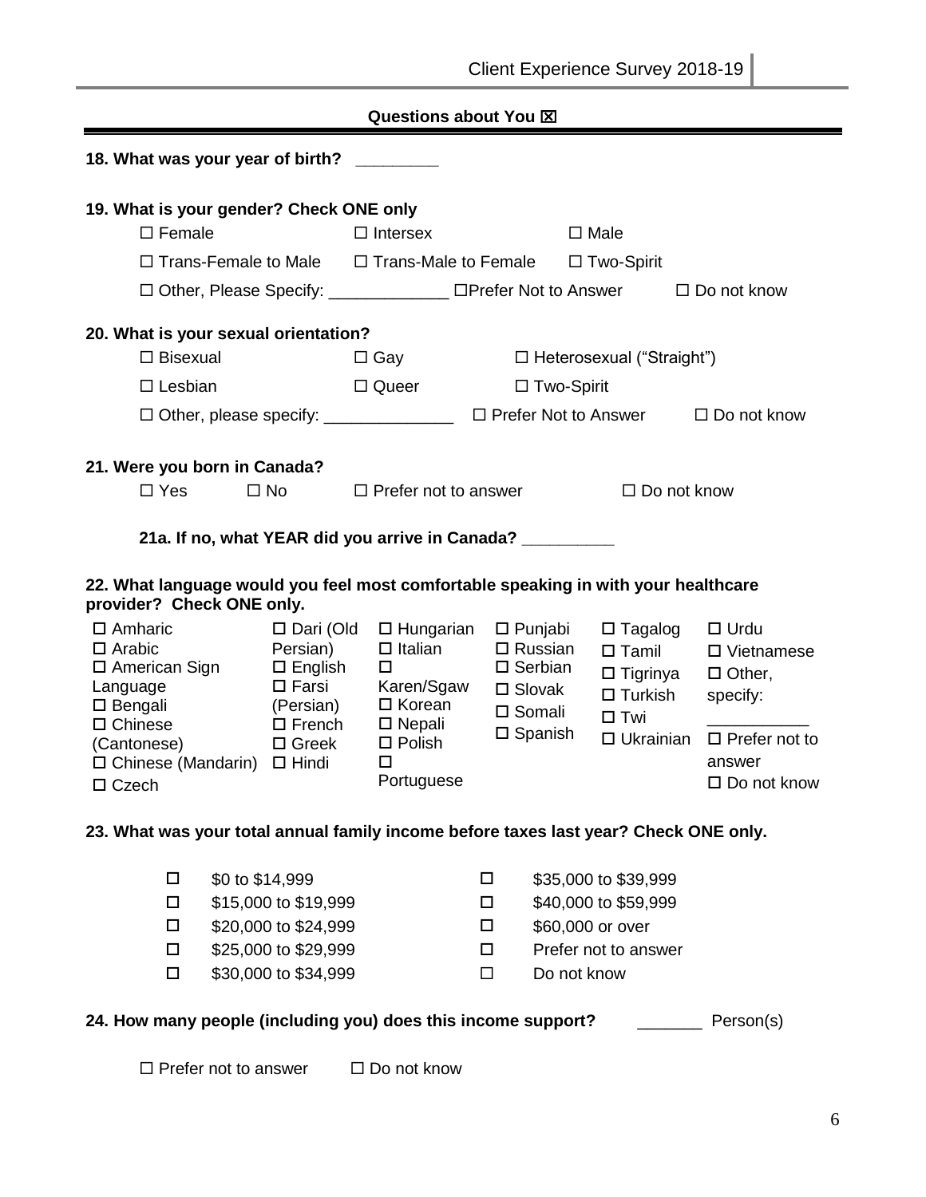## Questions about You ☒

**18. What was your year of birth?** _________

**19. What is your gender? Check ONE only**

☐ Female ☐ Intersex ☐ Male

☐ Trans-Female to Male ☐ Trans-Male to Female ☐ Two-Spirit

☐ Other, Please Specify: _____________ ☐Prefer Not to Answer ☐ Do not know

**20. What is your sexual orientation?**

☐ Bisexual ☐ Gay ☐ Heterosexual ("Straight")

☐ Lesbian ☐ Queer ☐ Two-Spirit

☐ Other, please specify: ______________ ☐ Prefer Not to Answer ☐ Do not know

**21. Were you born in Canada?**

☐ Yes ☐ No ☐ Prefer not to answer ☐ Do not know

**21a. If no, what YEAR did you arrive in Canada?** __________

**22. What language would you feel most comfortable speaking in with your healthcare provider? Check ONE only.**

☐ Amharic
☐ Arabic
☐ American Sign Language
☐ Bengali
☐ Chinese (Cantonese)
☐ Chinese (Mandarin)
☐ Czech
☐ Dari (Old Persian)
☐ English
☐ Farsi (Persian)
☐ French
☐ Greek
☐ Hindi
☐ Hungarian
☐ Italian
☐ Karen/Sgaw
☐ Korean
☐ Nepali
☐ Polish
☐ Portuguese
☐ Punjabi
☐ Russian
☐ Serbian
☐ Slovak
☐ Somali
☐ Spanish
☐ Tagalog
☐ Tamil
☐ Tigrinya
☐ Turkish
☐ Twi
☐ Ukrainian
☐ Urdu
☐ Vietnamese
☐ Other, specify: ___________
☐ Prefer not to answer
☐ Do not know

**23. What was your total annual family income before taxes last year? Check ONE only.**

☐ $0 to $14,999
☐ $15,000 to $19,999
☐ $20,000 to $24,999
☐ $25,000 to $29,999
☐ $30,000 to $34,999
☐ $35,000 to $39,999
☐ $40,000 to $59,999
☐ $60,000 or over
☐ Prefer not to answer
☐ Do not know

**24. How many people (including you) does this income support?** _______ Person(s)

☐ Prefer not to answer ☐ Do not know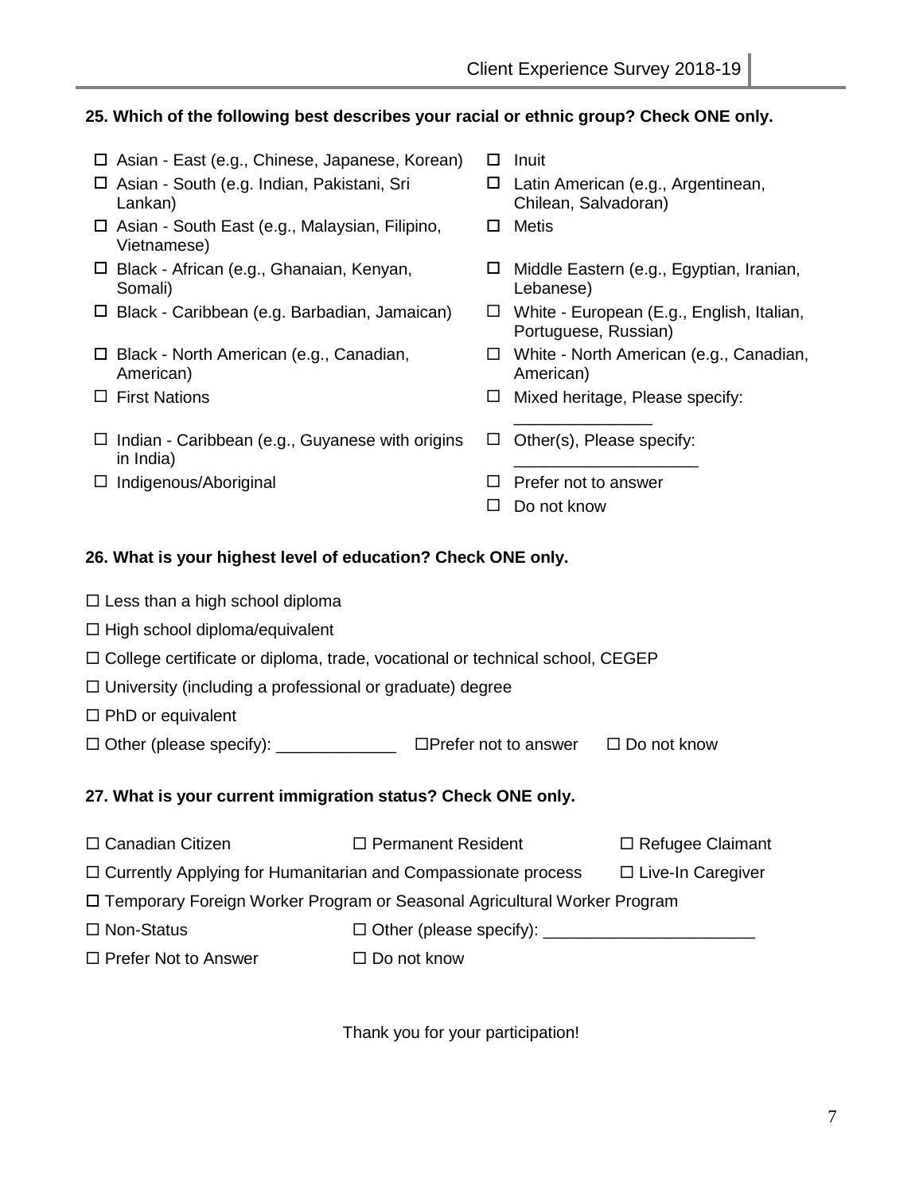**25. Which of the following best describes your racial or ethnic group? Check ONE only.**

- ☐ Asian - East (e.g., Chinese, Japanese, Korean)
- ☐ Asian - South (e.g. Indian, Pakistani, Sri Lankan)
- ☐ Asian - South East (e.g., Malaysian, Filipino, Vietnamese)
- ☐ Black - African (e.g., Ghanaian, Kenyan, Somali)
- ☐ Black - Caribbean (e.g. Barbadian, Jamaican)
- ☐ Black - North American (e.g., Canadian, American)
- ☐ First Nations
- ☐ Indian - Caribbean (e.g., Guyanese with origins in India)
- ☐ Indigenous/Aboriginal
- ☐ Inuit
- ☐ Latin American (e.g., Argentinean, Chilean, Salvadoran)
- ☐ Metis
- ☐ Middle Eastern (e.g., Egyptian, Iranian, Lebanese)
- ☐ White - European (E.g., English, Italian, Portuguese, Russian)
- ☐ White - North American (e.g., Canadian, American)
- ☐ Mixed heritage, Please specify: _______________
- ☐ Other(s), Please specify: ____________________
- ☐ Prefer not to answer
- ☐ Do not know

**26. What is your highest level of education? Check ONE only.**

- ☐ Less than a high school diploma
- ☐ High school diploma/equivalent
- ☐ College certificate or diploma, trade, vocational or technical school, CEGEP
- ☐ University (including a professional or graduate) degree
- ☐ PhD or equivalent
- ☐ Other (please specify): _____________
- ☐ Prefer not to answer
- ☐ Do not know

**27. What is your current immigration status? Check ONE only.**

- ☐ Canadian Citizen
- ☐ Permanent Resident
- ☐ Refugee Claimant
- ☐ Currently Applying for Humanitarian and Compassionate process
- ☐ Live-In Caregiver
- ☐ Temporary Foreign Worker Program or Seasonal Agricultural Worker Program
- ☐ Non-Status
- ☐ Other (please specify): ______________________
- ☐ Prefer Not to Answer
- ☐ Do not know

Thank you for your participation!